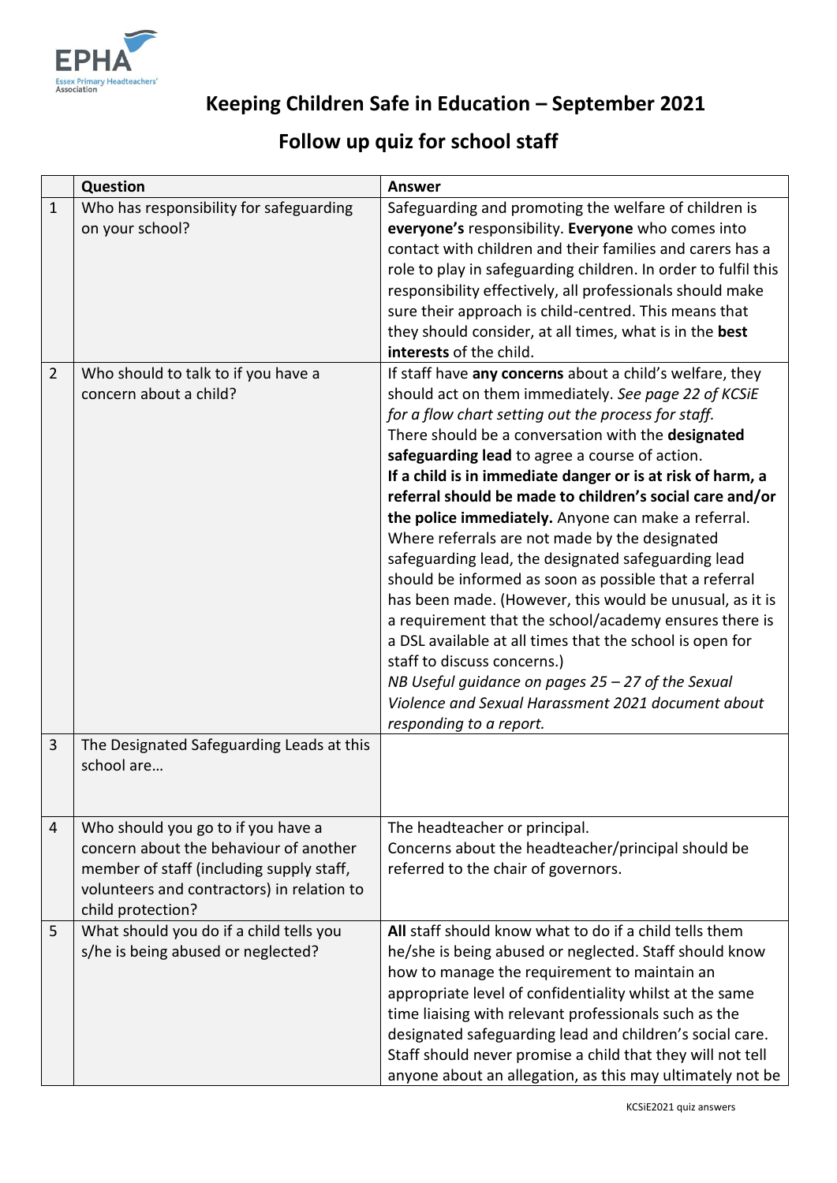# Keeping Children Safe in Education – September 2021

## Follow up quiz for school staff

| | Question | Answer |
|---|---|---|
| 1 | Who has responsibility for safeguarding on your school? | Safeguarding and promoting the welfare of children is **everyone's** responsibility. **Everyone** who comes into contact with children and their families and carers has a role to play in safeguarding children. In order to fulfil this responsibility effectively, all professionals should make sure their approach is child-centred. This means that they should consider, at all times, what is in the **best interests** of the child. |
| 2 | Who should to talk to if you have a concern about a child? | If staff have **any concerns** about a child's welfare, they should act on them immediately. *See page 22 of KCSiE for a flow chart setting out the process for staff.* There should be a conversation with the **designated safeguarding lead** to agree a course of action. **If a child is in immediate danger or is at risk of harm, a referral should be made to children's social care and/or the police immediately.** Anyone can make a referral. Where referrals are not made by the designated safeguarding lead, the designated safeguarding lead should be informed as soon as possible that a referral has been made. (However, this would be unusual, as it is a requirement that the school/academy ensures there is a DSL available at all times that the school is open for staff to discuss concerns.) *NB Useful guidance on pages 25 – 27 of the Sexual Violence and Sexual Harassment 2021 document about responding to a report.* |
| 3 | The Designated Safeguarding Leads at this school are… | |
| 4 | Who should you go to if you have a concern about the behaviour of another member of staff (including supply staff, volunteers and contractors) in relation to child protection? | The headteacher or principal. Concerns about the headteacher/principal should be referred to the chair of governors. |
| 5 | What should you do if a child tells you s/he is being abused or neglected? | **All** staff should know what to do if a child tells them he/she is being abused or neglected. Staff should know how to manage the requirement to maintain an appropriate level of confidentiality whilst at the same time liaising with relevant professionals such as the designated safeguarding lead and children's social care. Staff should never promise a child that they will not tell anyone about an allegation, as this may ultimately not be |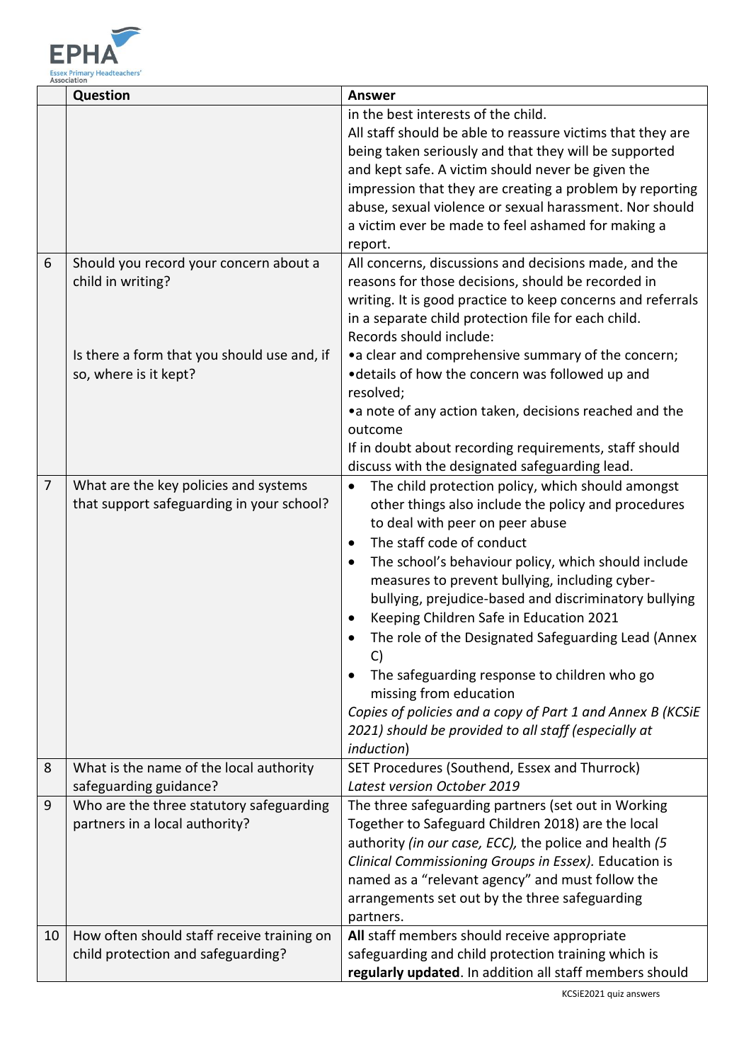| | Question | Answer |
|---|---|---|
| | | in the best interests of the child.<br>All staff should be able to reassure victims that they are being taken seriously and that they will be supported and kept safe. A victim should never be given the impression that they are creating a problem by reporting abuse, sexual violence or sexual harassment. Nor should a victim ever be made to feel ashamed for making a report. |
| 6 | Should you record your concern about a child in writing?<br><br>Is there a form that you should use and, if so, where is it kept? | All concerns, discussions and decisions made, and the reasons for those decisions, should be recorded in writing. It is good practice to keep concerns and referrals in a separate child protection file for each child.<br>Records should include:<br>•a clear and comprehensive summary of the concern;<br>•details of how the concern was followed up and resolved;<br>•a note of any action taken, decisions reached and the outcome<br>If in doubt about recording requirements, staff should discuss with the designated safeguarding lead. |
| 7 | What are the key policies and systems that support safeguarding in your school? | • The child protection policy, which should amongst other things also include the policy and procedures to deal with peer on peer abuse<br>• The staff code of conduct<br>• The school's behaviour policy, which should include measures to prevent bullying, including cyber-bullying, prejudice-based and discriminatory bullying<br>• Keeping Children Safe in Education 2021<br>• The role of the Designated Safeguarding Lead (Annex C)<br>• The safeguarding response to children who go missing from education<br>*Copies of policies and a copy of Part 1 and Annex B (KCSiE 2021) should be provided to all staff (especially at induction)* |
| 8 | What is the name of the local authority safeguarding guidance? | SET Procedures (Southend, Essex and Thurrock)<br>*Latest version October 2019* |
| 9 | Who are the three statutory safeguarding partners in a local authority? | The three safeguarding partners (set out in Working Together to Safeguard Children 2018) are the local authority *(in our case, ECC),* the police and health *(5 Clinical Commissioning Groups in Essex).* Education is named as a "relevant agency" and must follow the arrangements set out by the three safeguarding partners. |
| 10 | How often should staff receive training on child protection and safeguarding? | **All** staff members should receive appropriate safeguarding and child protection training which is **regularly updated**. In addition all staff members should |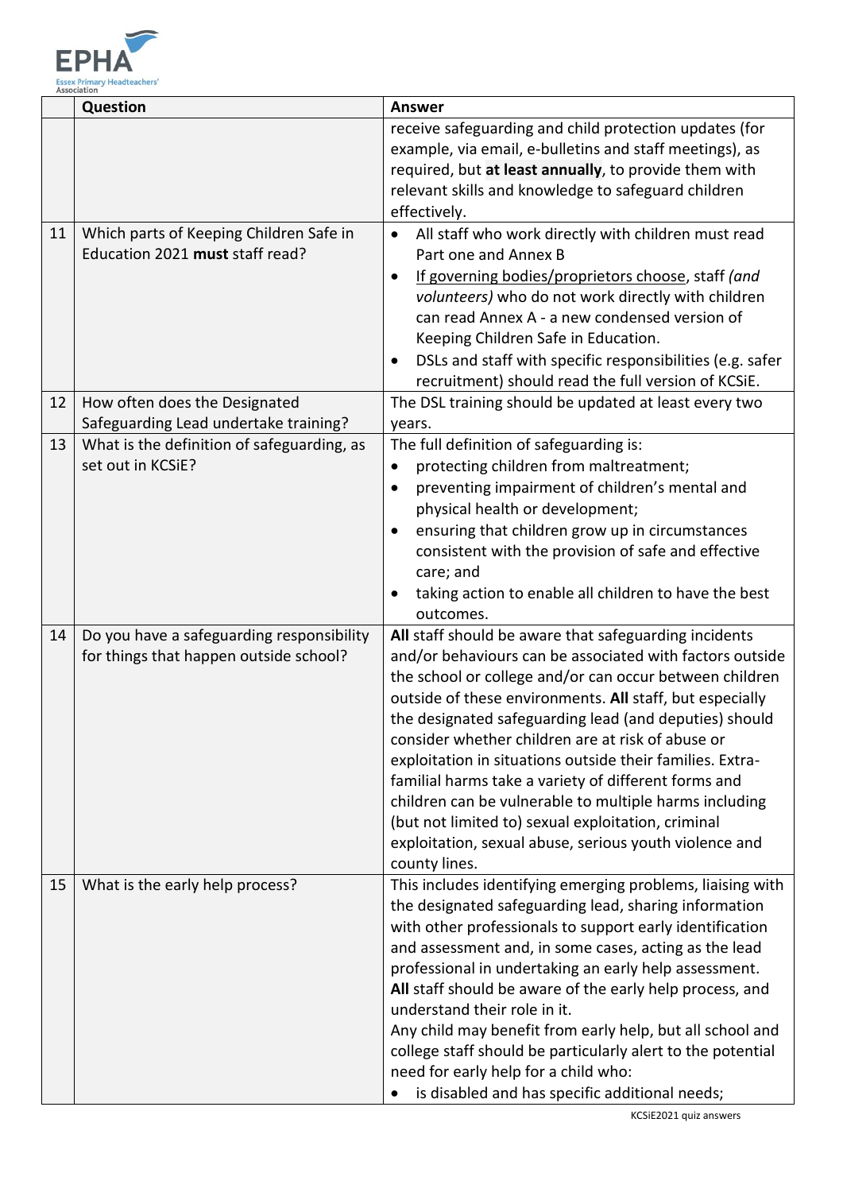| | Question | Answer |
|---|---|---|
| | | receive safeguarding and child protection updates (for example, via email, e-bulletins and staff meetings), as required, but **at least annually**, to provide them with relevant skills and knowledge to safeguard children effectively. |
| 11 | Which parts of Keeping Children Safe in Education 2021 **must** staff read? | • All staff who work directly with children must read Part one and Annex B<br>• If governing bodies/proprietors choose, staff *(and volunteers)* who do not work directly with children can read Annex A - a new condensed version of Keeping Children Safe in Education.<br>• DSLs and staff with specific responsibilities (e.g. safer recruitment) should read the full version of KCSiE. |
| 12 | How often does the Designated Safeguarding Lead undertake training? | The DSL training should be updated at least every two years. |
| 13 | What is the definition of safeguarding, as set out in KCSiE? | The full definition of safeguarding is:<br>• protecting children from maltreatment;<br>• preventing impairment of children's mental and physical health or development;<br>• ensuring that children grow up in circumstances consistent with the provision of safe and effective care; and<br>• taking action to enable all children to have the best outcomes. |
| 14 | Do you have a safeguarding responsibility for things that happen outside school? | **All** staff should be aware that safeguarding incidents and/or behaviours can be associated with factors outside the school or college and/or can occur between children outside of these environments. **All** staff, but especially the designated safeguarding lead (and deputies) should consider whether children are at risk of abuse or exploitation in situations outside their families. Extra-familial harms take a variety of different forms and children can be vulnerable to multiple harms including (but not limited to) sexual exploitation, criminal exploitation, sexual abuse, serious youth violence and county lines. |
| 15 | What is the early help process? | This includes identifying emerging problems, liaising with the designated safeguarding lead, sharing information with other professionals to support early identification and assessment and, in some cases, acting as the lead professional in undertaking an early help assessment.<br>**All** staff should be aware of the early help process, and understand their role in it.<br>Any child may benefit from early help, but all school and college staff should be particularly alert to the potential need for early help for a child who:<br>• is disabled and has specific additional needs; |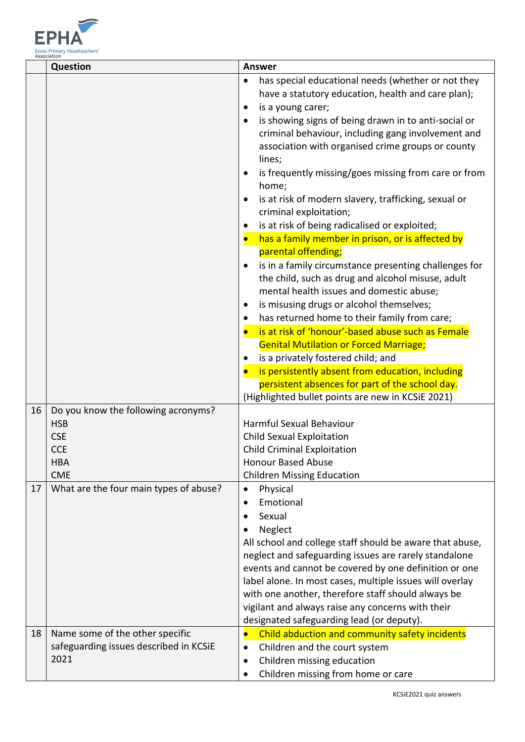| | Question | Answer |
|---|---|---|
| | | • has special educational needs (whether or not they have a statutory education, health and care plan);<br>• is a young carer;<br>• is showing signs of being drawn in to anti-social or criminal behaviour, including gang involvement and association with organised crime groups or county lines;<br>• is frequently missing/goes missing from care or from home;<br>• is at risk of modern slavery, trafficking, sexual or criminal exploitation;<br>• is at risk of being radicalised or exploited;<br>• has a family member in prison, or is affected by parental offending;<br>• is in a family circumstance presenting challenges for the child, such as drug and alcohol misuse, adult mental health issues and domestic abuse;<br>• is misusing drugs or alcohol themselves;<br>• has returned home to their family from care;<br>• is at risk of 'honour'-based abuse such as Female Genital Mutilation or Forced Marriage;<br>• is a privately fostered child; and<br>• is persistently absent from education, including persistent absences for part of the school day.<br>(Highlighted bullet points are new in KCSiE 2021) |
| 16 | Do you know the following acronyms?<br>HSB<br>CSE<br>CCE<br>HBA<br>CME | <br>Harmful Sexual Behaviour<br>Child Sexual Exploitation<br>Child Criminal Exploitation<br>Honour Based Abuse<br>Children Missing Education |
| 17 | What are the four main types of abuse? | • Physical<br>• Emotional<br>• Sexual<br>• Neglect<br>All school and college staff should be aware that abuse, neglect and safeguarding issues are rarely standalone events and cannot be covered by one definition or one label alone. In most cases, multiple issues will overlay with one another, therefore staff should always be vigilant and always raise any concerns with their designated safeguarding lead (or deputy). |
| 18 | Name some of the other specific safeguarding issues described in KCSiE 2021 | • Child abduction and community safety incidents<br>• Children and the court system<br>• Children missing education<br>• Children missing from home or care |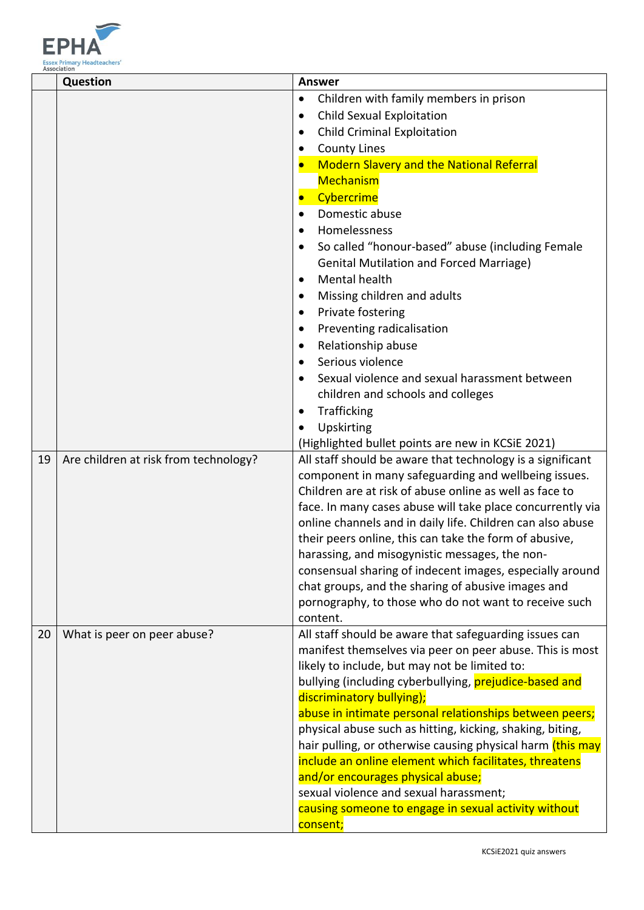| | Question | Answer |
|---|---|---|
| | | • Children with family members in prison<br>• Child Sexual Exploitation<br>• Child Criminal Exploitation<br>• County Lines<br>• Modern Slavery and the National Referral Mechanism<br>• Cybercrime<br>• Domestic abuse<br>• Homelessness<br>• So called "honour-based" abuse (including Female Genital Mutilation and Forced Marriage)<br>• Mental health<br>• Missing children and adults<br>• Private fostering<br>• Preventing radicalisation<br>• Relationship abuse<br>• Serious violence<br>• Sexual violence and sexual harassment between children and schools and colleges<br>• Trafficking<br>• Upskirting<br>(Highlighted bullet points are new in KCSiE 2021) |
| 19 | Are children at risk from technology? | All staff should be aware that technology is a significant component in many safeguarding and wellbeing issues. Children are at risk of abuse online as well as face to face. In many cases abuse will take place concurrently via online channels and in daily life. Children can also abuse their peers online, this can take the form of abusive, harassing, and misogynistic messages, the non-consensual sharing of indecent images, especially around chat groups, and the sharing of abusive images and pornography, to those who do not want to receive such content. |
| 20 | What is peer on peer abuse? | All staff should be aware that safeguarding issues can manifest themselves via peer on peer abuse. This is most likely to include, but may not be limited to:<br>bullying (including cyberbullying, prejudice-based and discriminatory bullying);<br>abuse in intimate personal relationships between peers;<br>physical abuse such as hitting, kicking, shaking, biting, hair pulling, or otherwise causing physical harm (this may include an online element which facilitates, threatens and/or encourages physical abuse;<br>sexual violence and sexual harassment;<br>causing someone to engage in sexual activity without consent; |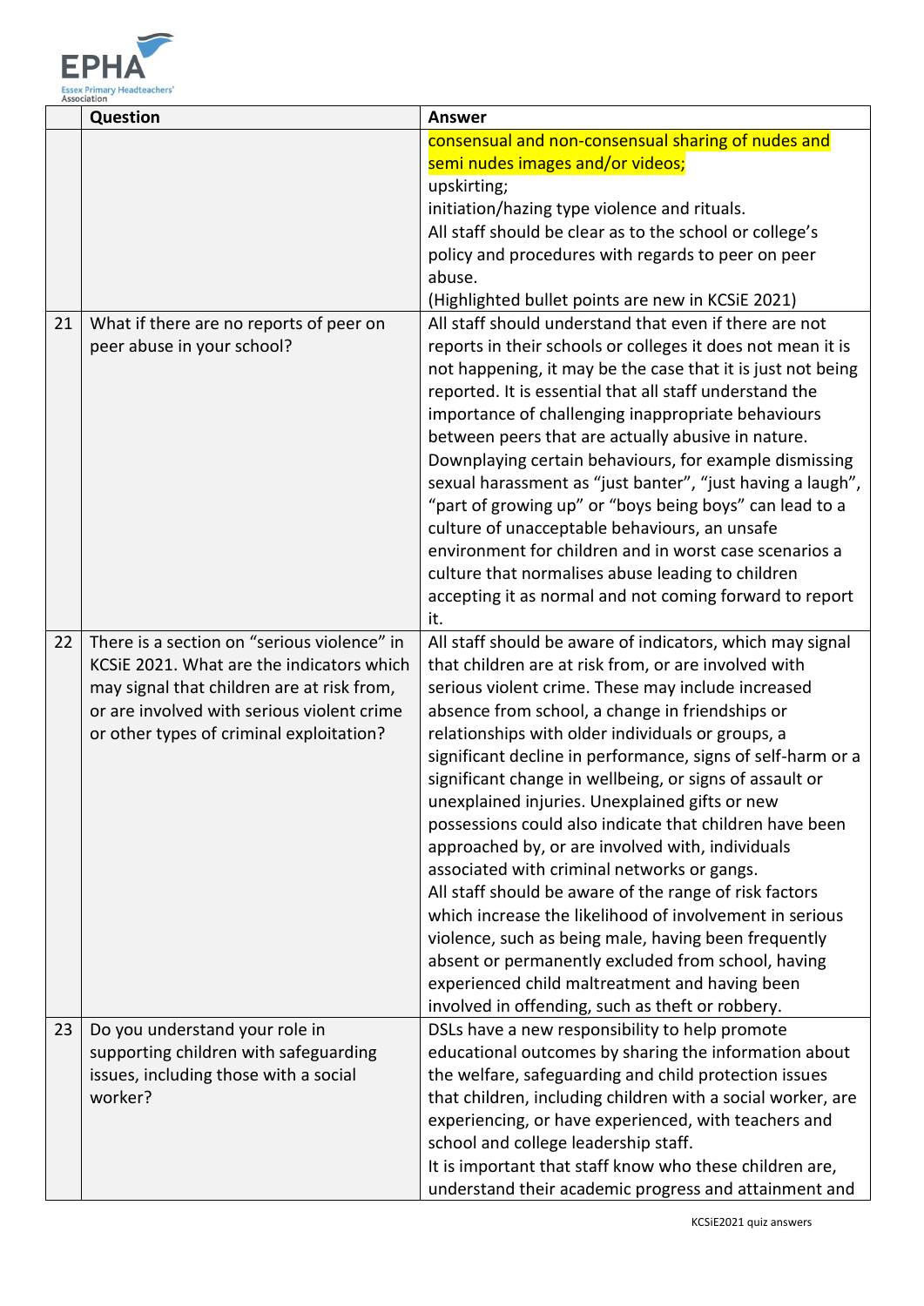| | Question | Answer |
|---|---|---|
| | | consensual and non-consensual sharing of nudes and semi nudes images and/or videos;<br>upskirting;<br>initiation/hazing type violence and rituals.<br>All staff should be clear as to the school or college's policy and procedures with regards to peer on peer abuse.<br>(Highlighted bullet points are new in KCSiE 2021) |
| 21 | What if there are no reports of peer on peer abuse in your school? | All staff should understand that even if there are not reports in their schools or colleges it does not mean it is not happening, it may be the case that it is just not being reported. It is essential that all staff understand the importance of challenging inappropriate behaviours between peers that are actually abusive in nature. Downplaying certain behaviours, for example dismissing sexual harassment as "just banter", "just having a laugh", "part of growing up" or "boys being boys" can lead to a culture of unacceptable behaviours, an unsafe environment for children and in worst case scenarios a culture that normalises abuse leading to children accepting it as normal and not coming forward to report it. |
| 22 | There is a section on "serious violence" in KCSiE 2021. What are the indicators which may signal that children are at risk from, or are involved with serious violent crime or other types of criminal exploitation? | All staff should be aware of indicators, which may signal that children are at risk from, or are involved with serious violent crime. These may include increased absence from school, a change in friendships or relationships with older individuals or groups, a significant decline in performance, signs of self-harm or a significant change in wellbeing, or signs of assault or unexplained injuries. Unexplained gifts or new possessions could also indicate that children have been approached by, or are involved with, individuals associated with criminal networks or gangs.<br>All staff should be aware of the range of risk factors which increase the likelihood of involvement in serious violence, such as being male, having been frequently absent or permanently excluded from school, having experienced child maltreatment and having been involved in offending, such as theft or robbery. |
| 23 | Do you understand your role in supporting children with safeguarding issues, including those with a social worker? | DSLs have a new responsibility to help promote educational outcomes by sharing the information about the welfare, safeguarding and child protection issues that children, including children with a social worker, are experiencing, or have experienced, with teachers and school and college leadership staff.<br>It is important that staff know who these children are, understand their academic progress and attainment and |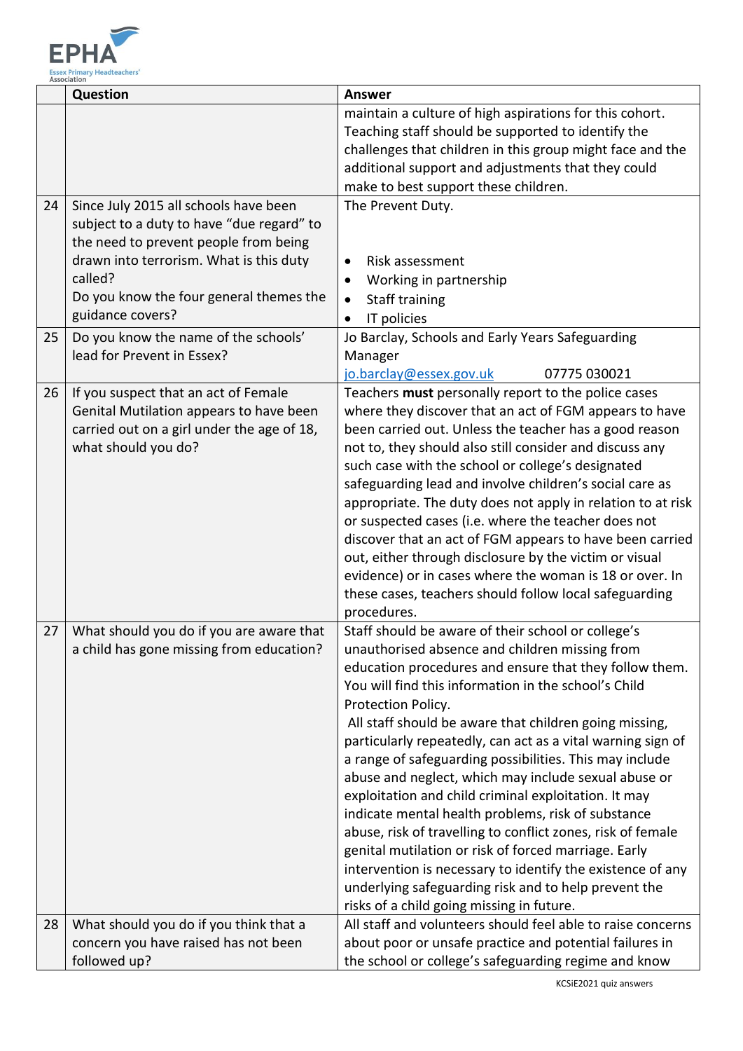| | Question | Answer |
|---|---|---|
| | | maintain a culture of high aspirations for this cohort. Teaching staff should be supported to identify the challenges that children in this group might face and the additional support and adjustments that they could make to best support these children. |
| 24 | Since July 2015 all schools have been subject to a duty to have "due regard" to the need to prevent people from being drawn into terrorism. What is this duty called?<br>Do you know the four general themes the guidance covers? | The Prevent Duty.<br><br>• Risk assessment<br>• Working in partnership<br>• Staff training<br>• IT policies |
| 25 | Do you know the name of the schools' lead for Prevent in Essex? | Jo Barclay, Schools and Early Years Safeguarding Manager<br>jo.barclay@essex.gov.uk 07775 030021 |
| 26 | If you suspect that an act of Female Genital Mutilation appears to have been carried out on a girl under the age of 18, what should you do? | Teachers **must** personally report to the police cases where they discover that an act of FGM appears to have been carried out. Unless the teacher has a good reason not to, they should also still consider and discuss any such case with the school or college's designated safeguarding lead and involve children's social care as appropriate. The duty does not apply in relation to at risk or suspected cases (i.e. where the teacher does not discover that an act of FGM appears to have been carried out, either through disclosure by the victim or visual evidence) or in cases where the woman is 18 or over. In these cases, teachers should follow local safeguarding procedures. |
| 27 | What should you do if you are aware that a child has gone missing from education? | Staff should be aware of their school or college's unauthorised absence and children missing from education procedures and ensure that they follow them. You will find this information in the school's Child Protection Policy.<br>All staff should be aware that children going missing, particularly repeatedly, can act as a vital warning sign of a range of safeguarding possibilities. This may include abuse and neglect, which may include sexual abuse or exploitation and child criminal exploitation. It may indicate mental health problems, risk of substance abuse, risk of travelling to conflict zones, risk of female genital mutilation or risk of forced marriage. Early intervention is necessary to identify the existence of any underlying safeguarding risk and to help prevent the risks of a child going missing in future. |
| 28 | What should you do if you think that a concern you have raised has not been followed up? | All staff and volunteers should feel able to raise concerns about poor or unsafe practice and potential failures in the school or college's safeguarding regime and know |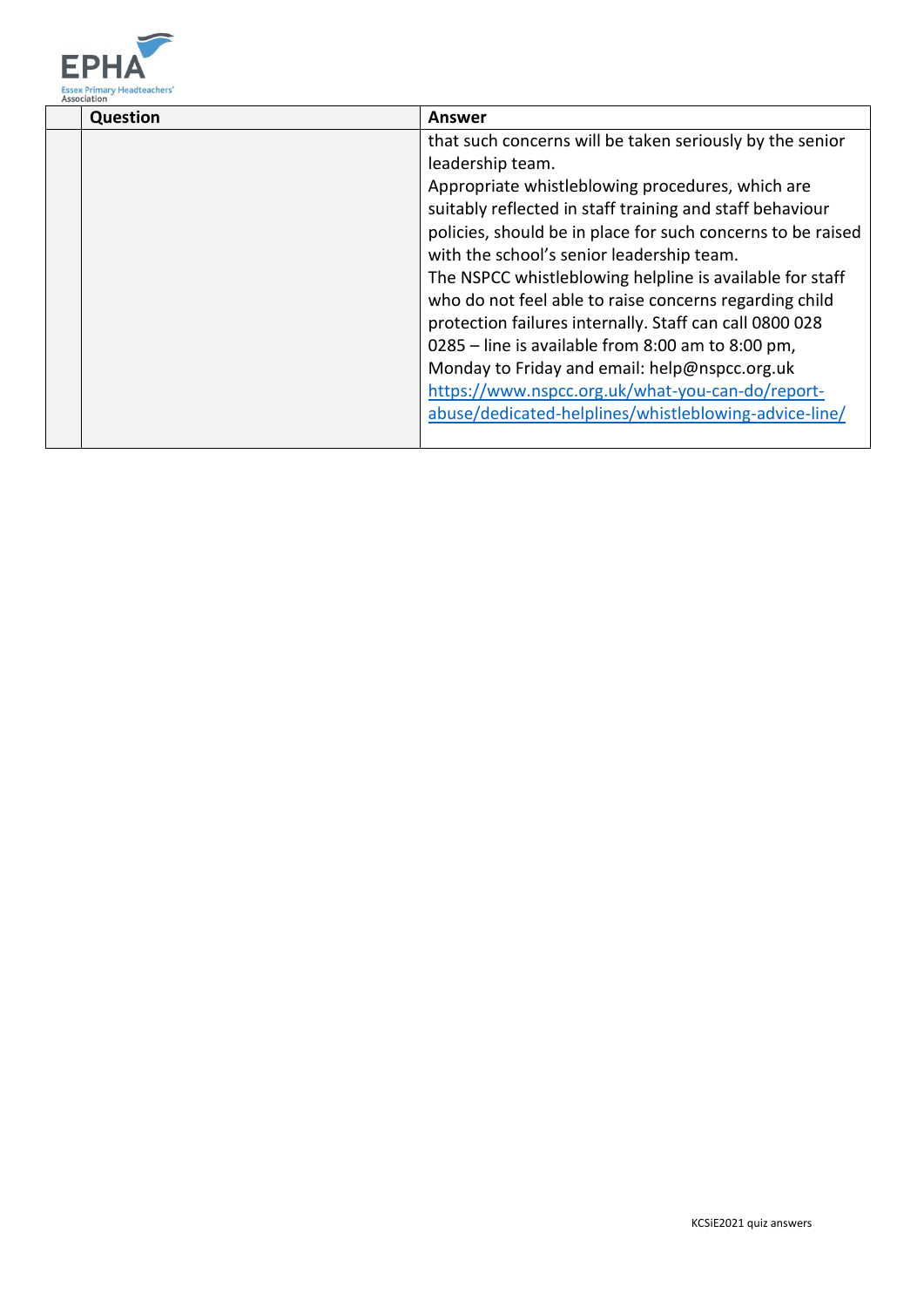| | Question | Answer |
|---|---|---|
| | | that such concerns will be taken seriously by the senior leadership team.<br>Appropriate whistleblowing procedures, which are suitably reflected in staff training and staff behaviour policies, should be in place for such concerns to be raised with the school's senior leadership team.<br>The NSPCC whistleblowing helpline is available for staff who do not feel able to raise concerns regarding child protection failures internally. Staff can call 0800 028 0285 – line is available from 8:00 am to 8:00 pm, Monday to Friday and email: help@nspcc.org.uk<br>https://www.nspcc.org.uk/what-you-can-do/report-abuse/dedicated-helplines/whistleblowing-advice-line/ |